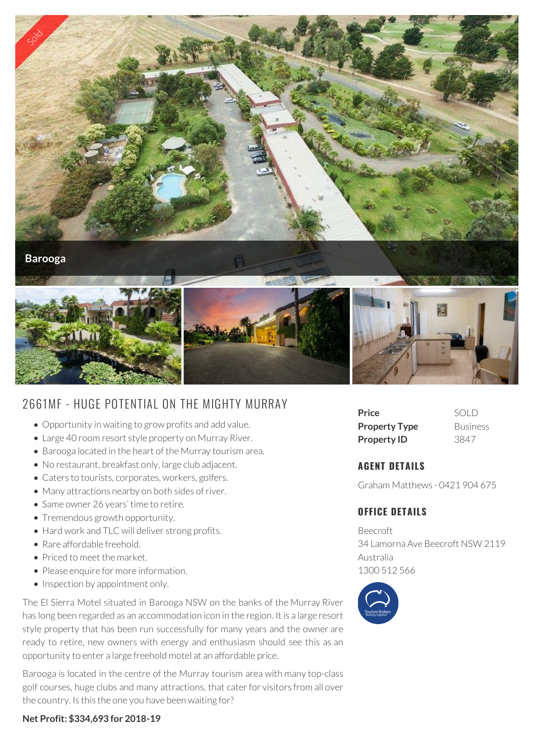Sold

Barooga

# 2661MF - HUGE POTENTIAL ON THE MIGHTY MURRAY

- Opportunity in waiting to grow profits and add value.
- Large 40 room resort style property on Murray River.
- Barooga located in the heart of the Murray tourism area.
- No restaurant, breakfast only, large club adjacent.
- Caters to tourists, corporates, workers, golfers.
- Many attractions nearby on both sides of river.
- Same owner 26 years' time to retire.
- Tremendous growth opportunity.
- Hard work and TLC will deliver strong profits.
- Rare affordable freehold.
- Priced to meet the market.
- Please enquire for more information.
- Inspection by appointment only.

The El Sierra Motel situated in Barooga NSW on the banks of the Murray River has long been regarded as an accommodation icon in the region. It is a large resort style property that has been run successfully for many years and the owner are ready to retire, new owners with energy and enthusiasm should see this as an opportunity to enter a large freehold motel at an affordable price.

Barooga is located in the centre of the Murray tourism area with many top-class golf courses, huge clubs and many attractions, that cater for visitors from all over the country. Is this the one you have been waiting for?

**Net Profit: $334,693 for 2018-19**

| | |
|---|---|
| **Price** | SOLD |
| **Property Type** | Business |
| **Property ID** | 3847 |

## AGENT DETAILS

Graham Matthews - 0421 904 675

## OFFICE DETAILS

Beecroft
34 Lamorna Ave Beecroft NSW 2119
Australia
1300 512 566

Tourism Brokers "Working Together"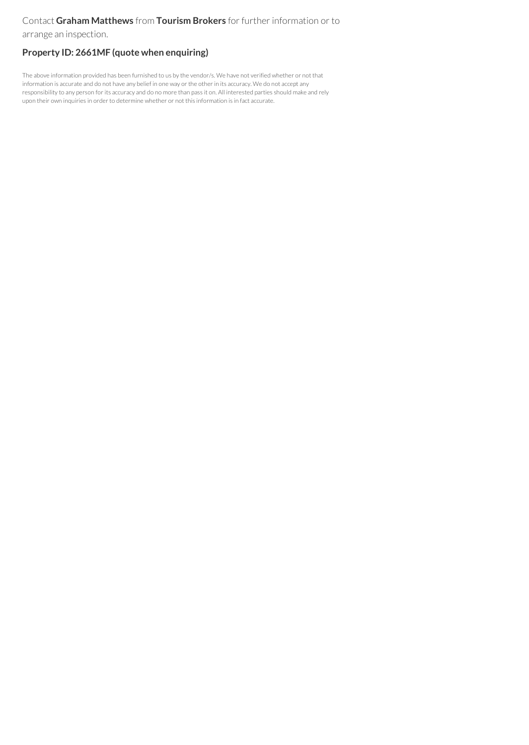Contact **Graham Matthews** from **Tourism Brokers** for further information or to arrange an inspection.

**Property ID: 2661MF (quote when enquiring)**

The above information provided has been furnished to us by the vendor/s. We have not verified whether or not that information is accurate and do not have any belief in one way or the other in its accuracy. We do not accept any responsibility to any person for its accuracy and do no more than pass it on. All interested parties should make and rely upon their own inquiries in order to determine whether or not this information is in fact accurate.